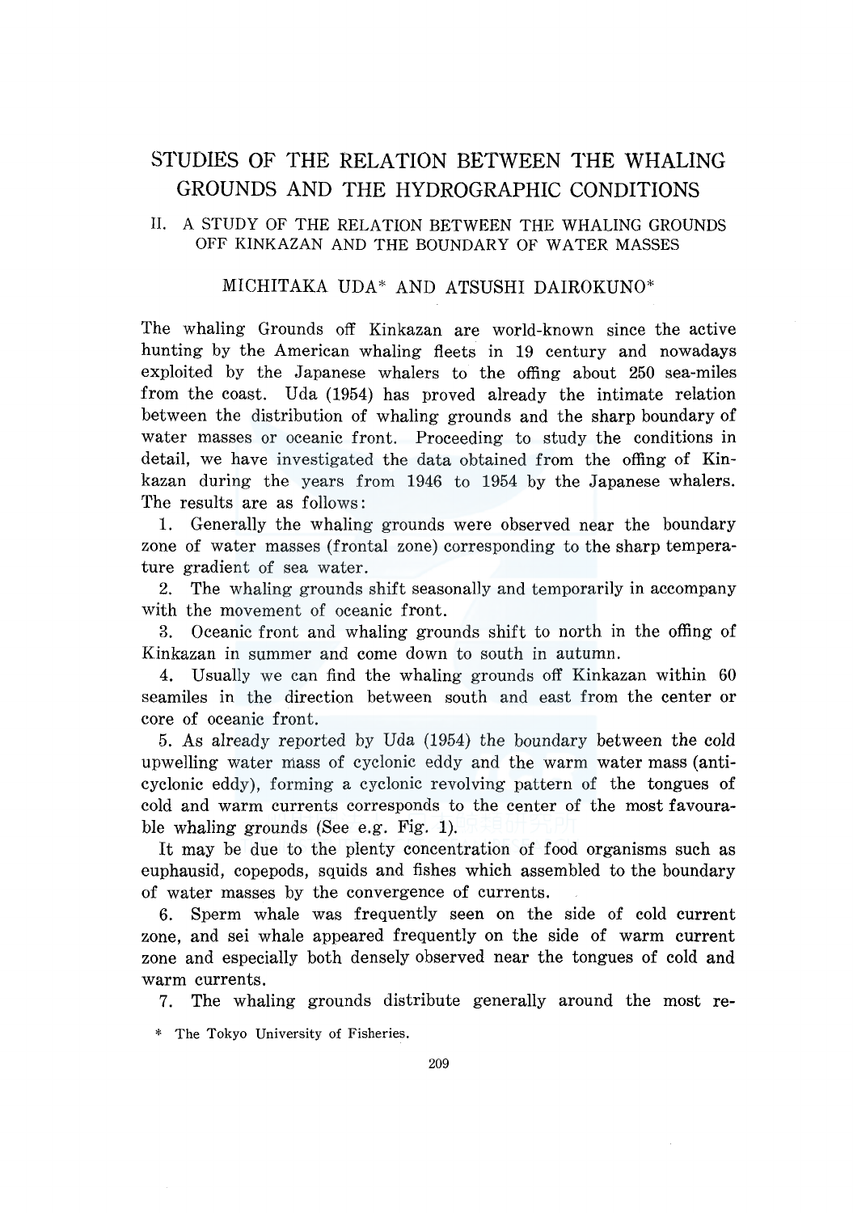# STUDIES OF THE RELATION BETWEEN THE WHALING GROUNDS AND THE HYDROGRAPHIC CONDITIONS

## II. A STUDY OF THE RELATION BETWEEN THE WHALING GROUNDS OFF KINKAZAN AND THE BOUNDARY OF WATER MASSES

MICHITAKA UDA* AND ATSUSHI DAIROKUNO*

The whaling Grounds off Kinkazan are world-known since the active hunting by the American whaling fleets in 19 century and nowadays exploited by the Japanese whalers to the offing about 250 sea-miles from the coast. Uda (1954) has proved already the intimate relation between the distribution of whaling grounds and the sharp boundary of water masses or oceanic front. Proceeding to study the conditions in detail, we have investigated the data obtained from the offing of Kinkazan during the years from 1946 to 1954 by the Japanese whalers. The results are as follows:

1. Generally the whaling grounds were observed near the boundary zone of water masses (frontal zone) corresponding to the sharp temperature gradient of sea water.
2. The whaling grounds shift seasonally and temporarily in accompany with the movement of oceanic front.
3. Oceanic front and whaling grounds shift to north in the offing of Kinkazan in summer and come down to south in autumn.
4. Usually we can find the whaling grounds off Kinkazan within 60 seamiles in the direction between south and east from the center or core of oceanic front.
5. As already reported by Uda (1954) the boundary between the cold upwelling water mass of cyclonic eddy and the warm water mass (anticyclonic eddy), forming a cyclonic revolving pattern of the tongues of cold and warm currents corresponds to the center of the most favourable whaling grounds (See e.g. Fig. 1).

It may be due to the plenty concentration of food organisms such as euphausid, copepods, squids and fishes which assembled to the boundary of water masses by the convergence of currents.

6. Sperm whale was frequently seen on the side of cold current zone, and sei whale appeared frequently on the side of warm current zone and especially both densely observed near the tongues of cold and warm currents.
7. The whaling grounds distribute generally around the most re-

\* The Tokyo University of Fisheries.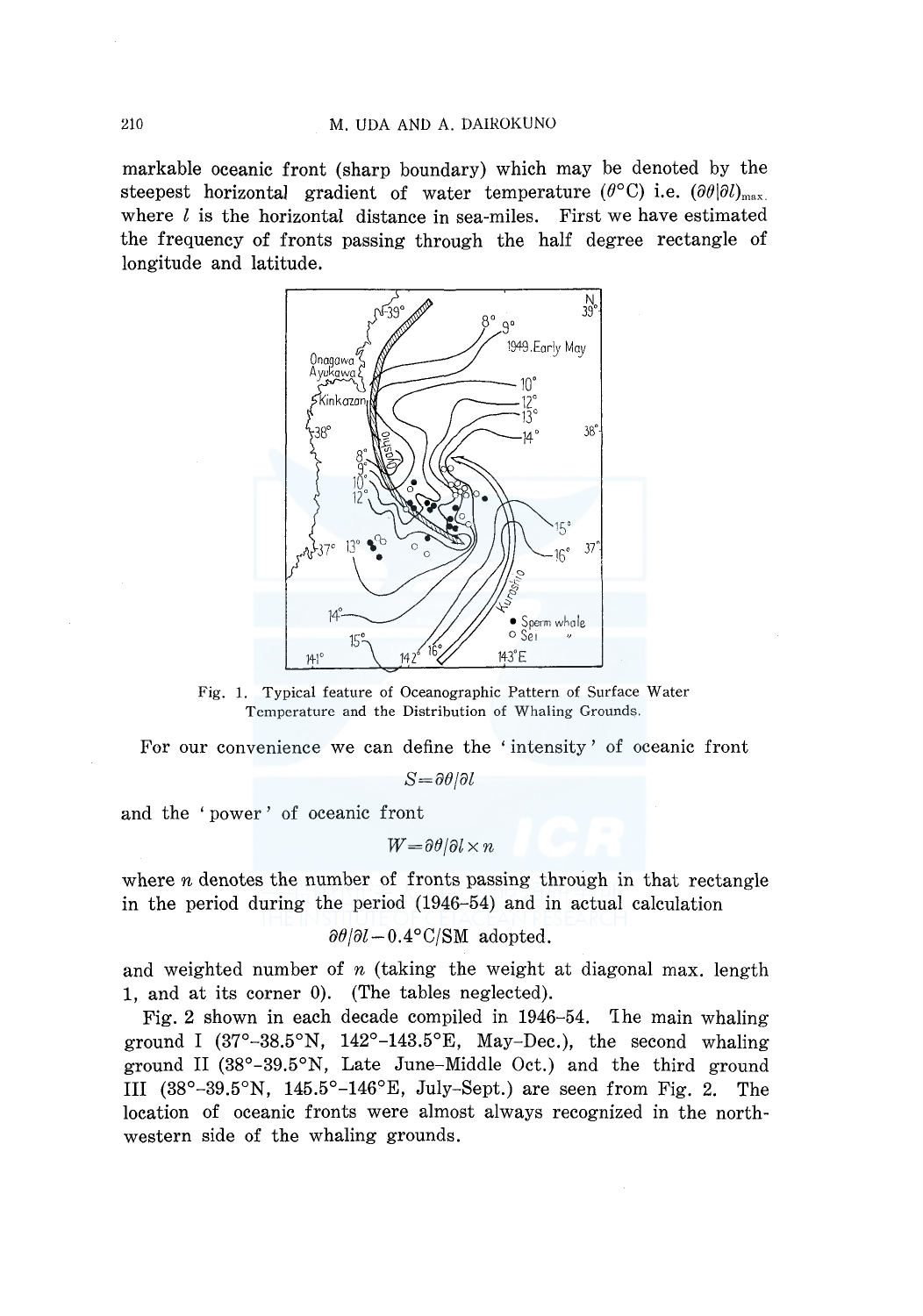markable oceanic front (sharp boundary) which may be denoted by the steepest horizontal gradient of water temperature ($\theta$°C) i.e. $(\partial\theta/\partial l)_{max}$, where $l$ is the horizontal distance in sea-miles. First we have estimated the frequency of fronts passing through the half degree rectangle of longitude and latitude.

Fig. 1. Typical feature of Oceanographic Pattern of Surface Water Temperature and the Distribution of Whaling Grounds.

For our convenience we can define the 'intensity' of oceanic front

$$S = \partial\theta/\partial l$$

and the 'power' of oceanic front

$$W = \partial\theta/\partial l \times n$$

where $n$ denotes the number of fronts passing through in that rectangle in the period during the period (1946–54) and in actual calculation

$$\partial\theta/\partial l - 0.4°\text{C/SM adopted.}$$

and weighted number of $n$ (taking the weight at diagonal max. length 1, and at its corner 0). (The tables neglected).

Fig. 2 shown in each decade compiled in 1946–54. The main whaling ground I (37°–38.5°N, 142°–143.5°E, May–Dec.), the second whaling ground II (38°–39.5°N, Late June–Middle Oct.) and the third ground III (38°–39.5°N, 145.5°–146°E, July–Sept.) are seen from Fig. 2. The location of oceanic fronts were almost always recognized in the north-western side of the whaling grounds.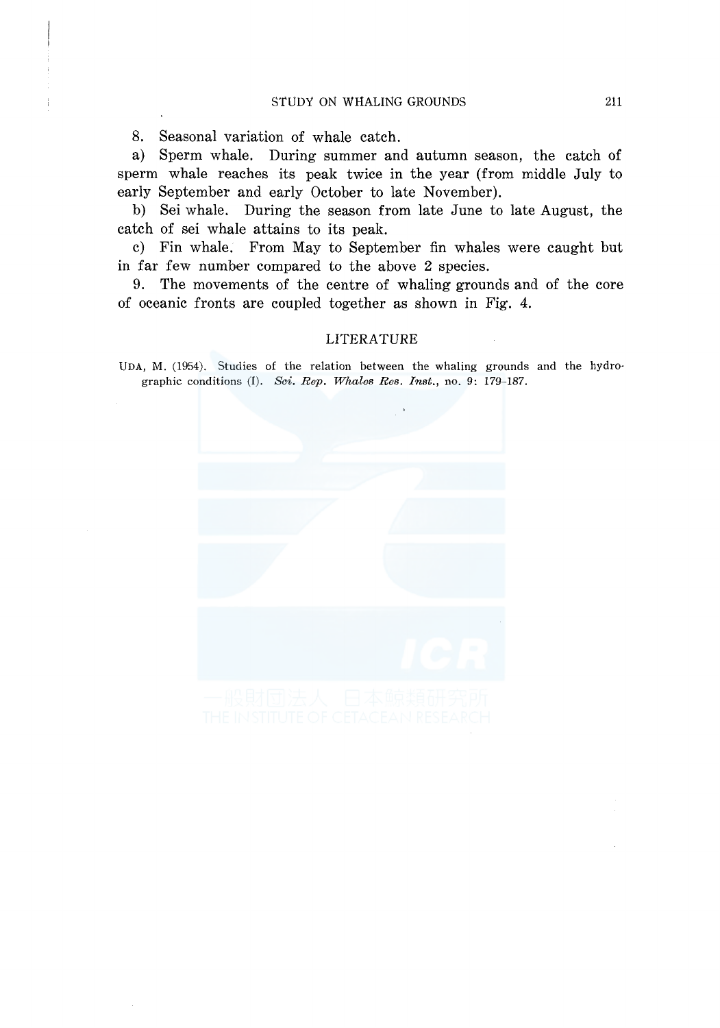8. Seasonal variation of whale catch.

a) Sperm whale. During summer and autumn season, the catch of sperm whale reaches its peak twice in the year (from middle July to early September and early October to late November).

b) Sei whale. During the season from late June to late August, the catch of sei whale attains to its peak.

c) Fin whale. From May to September fin whales were caught but in far few number compared to the above 2 species.

9. The movements of the centre of whaling grounds and of the core of oceanic fronts are coupled together as shown in Fig. 4.

## LITERATURE

UDA, M. (1954). Studies of the relation between the whaling grounds and the hydrographic conditions (I). *Sci. Rep. Whales Res. Inst.*, no. 9: 179–187.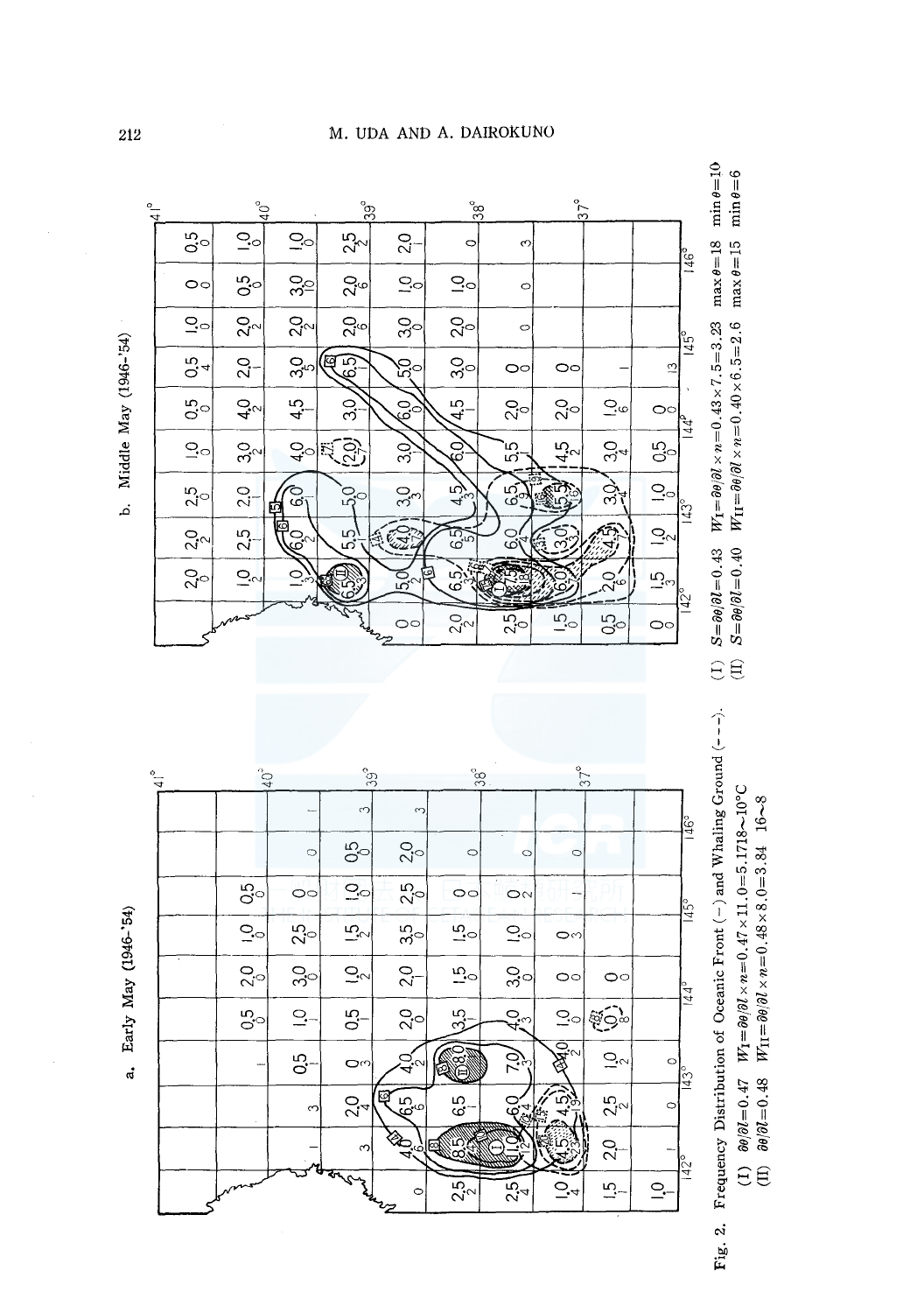a. Early May (1946-'54)

b. Middle May (1946-'54)

Fig. 2. Frequency Distribution of Oceanic Front (—) and Whaling Ground (- - -).

(I) $\partial\theta/\partial l=0.47$ $W_{\mathrm{I}}=\partial\theta/\partial l\times n=0.47\times 11.0=5.17$ 18~10°C

(II) $\partial\theta/\partial l=0.48$ $W_{\mathrm{II}}=\partial\theta/\partial l\times n=0.48\times 8.0=3.84$ 16~8

(I) $S=\partial\theta/\partial l=0.43$ $W_{\mathrm{I}}=\partial\theta/\partial l\times n=0.43\times 7.5=3.23$ max $\theta=18$ min $\theta=10$

(II) $S=\partial\theta/\partial l=0.40$ $W_{\mathrm{II}}=\partial\theta/\partial l\times n=0.40\times 6.5=2.6$ max $\theta=15$ min $\theta=6$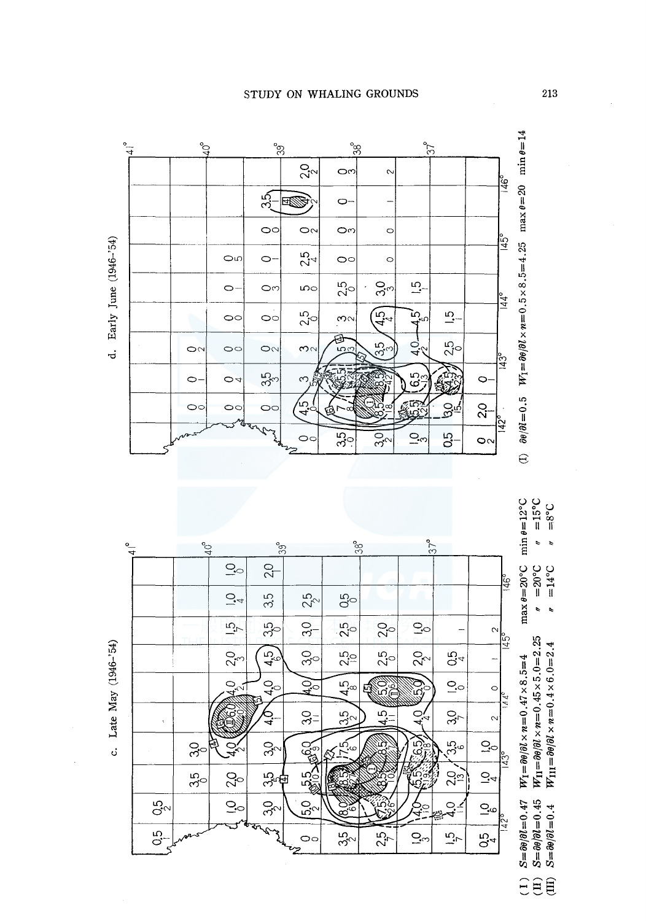c. Late May (1946-'54)

(I) $S=\partial\theta/\partial l=0.47$ $W_{\rm I}=\partial\theta/\partial l\times n=0.47\times 8.5=4$ max $\theta=20°C$ min $\theta=12°C$

(II) $S=\partial\theta/\partial l=0.45$ $W_{\rm II}=\partial\theta/\partial l\times n=0.45\times 5.0=2.25$ 〃 $=20°C$ 〃 $=15°C$

(III) $S=\partial\theta/\partial l=0.4$ $W_{\rm III}=\partial\theta/\partial l\times n=0.4\times 6.0=2.4$ 〃 $=14°C$ 〃 $=8°C$

d. Early June (1946-'54)

(I) $\partial\theta/\partial l=0.5$ $W_{\rm I}=\partial\theta/\partial l\times n=0.5\times 8.5=4.25$ max $\theta=20$ min $\theta=14$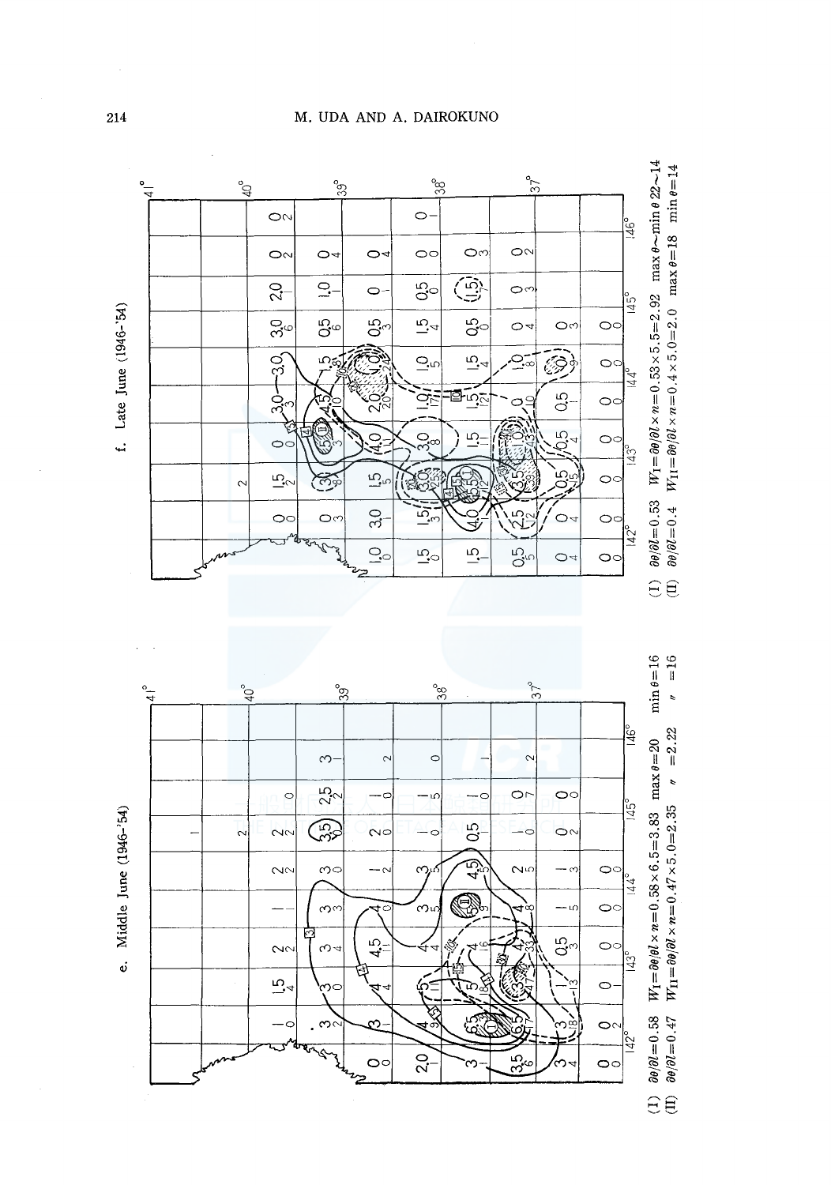e. Middle June (1946–'54)

(I) $\partial\theta/\partial l = 0.58$ $W_{\mathrm{I}} = \partial\theta/\partial l \times n = 0.58 \times 6.5 = 3.83$ max $\theta = 20$ min $\theta = 16$

(II) $\partial\theta/\partial l = 0.47$ $W_{\mathrm{II}} = \partial\theta/\partial l \times n = 0.47 \times 5.0 = 2.35$ 〃 $= 2.22$ 〃 $= 16$

f. Late June (1946–'54)

(I) $\partial\theta/\partial l = 0.53$ $W_{\mathrm{I}} = \partial\theta/\partial l \times n = 0.53 \times 5.5 = 2.92$ max $\theta$ 22~min $\theta$ 22~14

(II) $\partial\theta/\partial l = 0.4$ $W_{\mathrm{II}} = \partial\theta/\partial l \times n = 0.4 \times 5.0 = 2.0$ max $\theta = 18$ min $\theta = 14$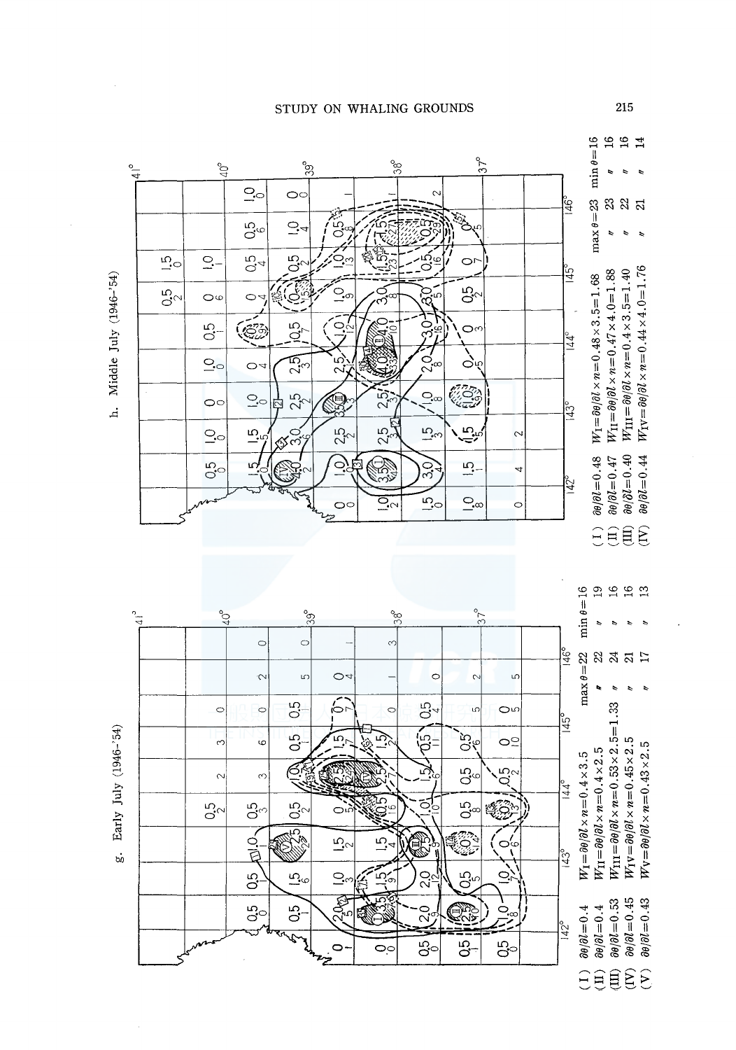g. Early July (1946–'54)

(I) $\partial\theta/\partial l=0.4$ $W_{\rm I}=\partial\theta/\partial l\times n=0.4\times3.5$ $\max\theta=22$ $\min\theta=16$

(II) $\partial\theta/\partial l=0.4$ $W_{\rm II}=\partial\theta/\partial l\times n=0.4\times2.5$ 〃 22 〃 19

(III) $\partial\theta/\partial l=0.53$ $W_{\rm III}=\partial\theta/\partial l\times n=0.53\times2.5=1.33$ 〃 24 〃 16

(IV) $\partial\theta/\partial l=0.45$ $W_{\rm IV}=\partial\theta/\partial l\times n=0.45\times2.5$ 〃 21 〃 16

(V) $\partial\theta/\partial l=0.43$ $W_{\rm V}=\partial\theta/\partial l\times n=0.43\times2.5$ 〃 17 〃 13

h. Middle July (1946–'54)

(I) $\partial\theta/\partial l=0.48$ $W_{\rm I}=\partial\theta/\partial l\times n=0.48\times3.5=1.68$ $\max\theta=23$ $\min\theta=16$

(II) $\partial\theta/\partial l=0.47$ $W_{\rm II}=\partial\theta/\partial l\times n=0.47\times4.0=1.88$ 〃 23 〃 16

(III) $\partial\theta/\partial l=0.40$ $W_{\rm III}=\partial\theta/\partial l\times n=0.4\times3.5=1.40$ 〃 22 〃 16

(IV) $\partial\theta/\partial l=0.44$ $W_{\rm IV}=\partial\theta/\partial l\times n=0.44\times4.0=1.76$ 〃 21 〃 14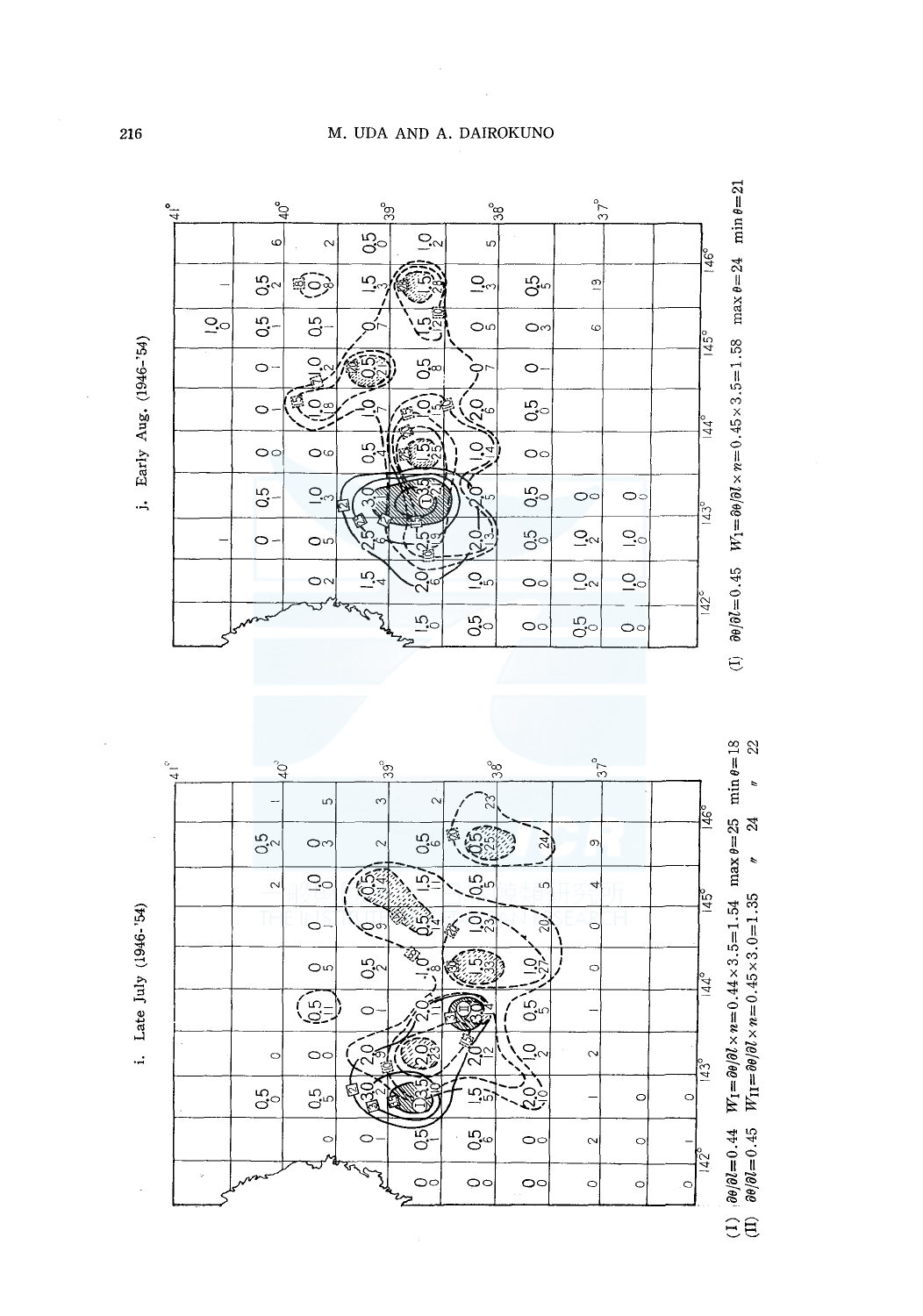i. Late July (1946-'54)

(I) $\partial\theta/\partial l=0.44$ $W_{\rm I}=\partial\theta/\partial l\times n=0.44\times3.5=1.54$ max $\theta=25$ min $\theta=18$
(II) $\partial\theta/\partial l=0.45$ $W_{\rm II}=\partial\theta/\partial l\times n=0.45\times3.0=1.35$ 〃 24 〃 22

j. Early Aug. (1946-'54)

(I) $\partial\theta/\partial l=0.45$ $W_{\rm I}=\partial\theta/\partial l\times n=0.45\times3.5=1.58$ max $\theta=24$ min $\theta=21$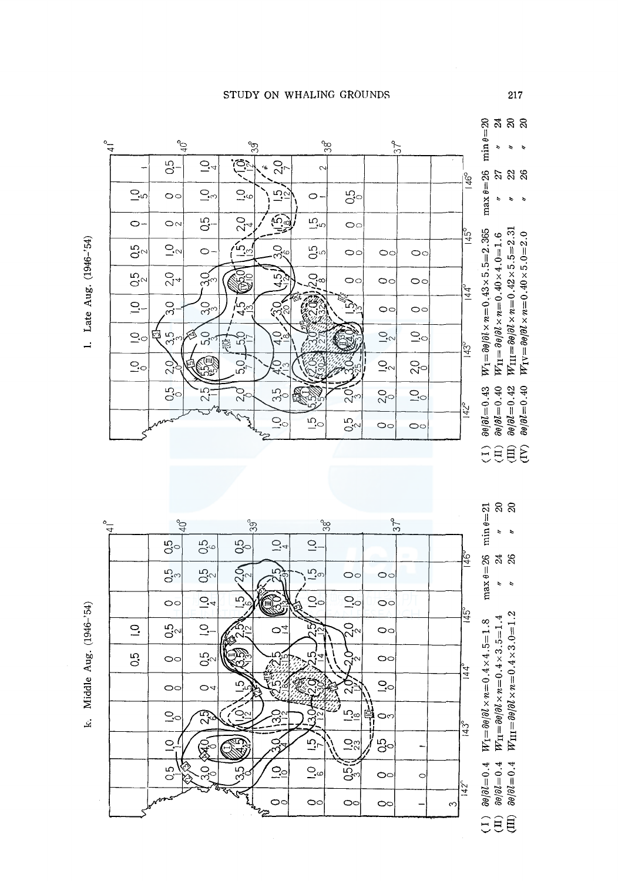k. Middle Aug. (1946-'54)

(I) $\partial\theta/\partial l=0.4$ $W_{I}=\partial\theta/\partial l\times n=0.4\times4.5=1.8$ $\max\theta=26$ $\min\theta=21$

(II) $\partial\theta/\partial l=0.4$ $W_{II}=\partial\theta/\partial l\times n=0.4\times3.5=1.4$ 〃 24 〃 20

(III) $\partial\theta/\partial l=0.4$ $W_{III}=\partial\theta/\partial l\times n=0.4\times3.0=1.2$ 〃 26 〃 20

l. Late Aug. (1946-'54)

(I) $\partial\theta/\partial l=0.43$ $W_{I}=\partial\theta/\partial l\times n=0.43\times5.5=2.365$ $\max\theta=26$ $\min\theta=20$

(II) $\partial\theta/\partial l=0.40$ $W_{II}=\partial\theta/\partial l\times n=0.40\times4.0=1.6$ 〃 27 〃 24

(III) $\partial\theta/\partial l=0.42$ $W_{III}=\partial\theta/\partial l\times n=0.42\times5.5=2.31$ 〃 22 〃 20

(IV) $\partial\theta/\partial l=0.40$ $W_{IV}=\partial\theta/\partial l\times n=0.40\times5.0=2.0$ 〃 26 〃 20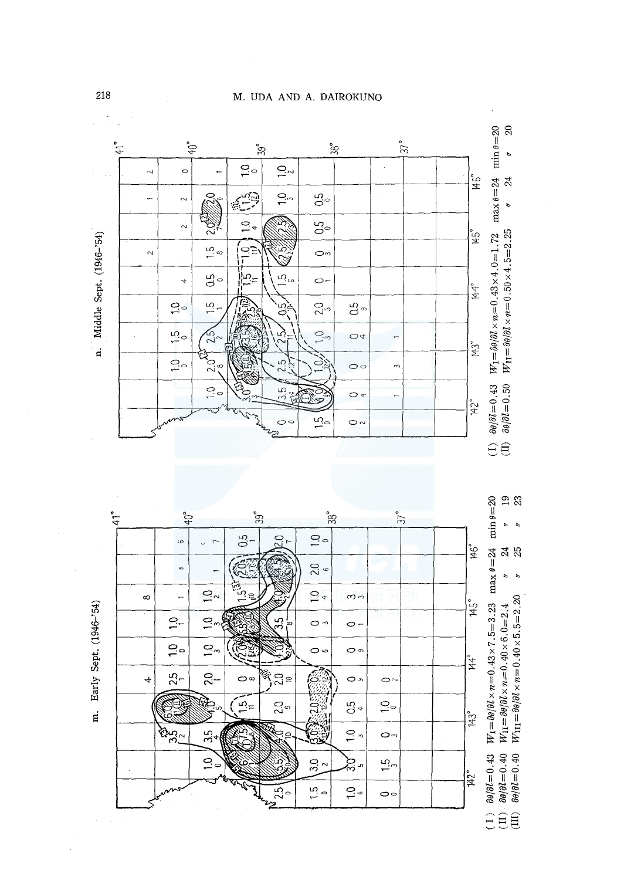m. Early Sept. (1946-'54)

(I) $\partial\theta/\partial l=0.43$ $W_{\rm I}=\partial\theta/\partial l\times n=0.43\times 7.5=3.23$ max $\theta=24$ min $\theta=20$

(II) $\partial\theta/\partial l=0.40$ $W_{\rm II}=\partial\theta/\partial l\times n=0.40\times 6.0=2.4$ 〃 24 〃 19

(III) $\partial\theta/\partial l=0.40$ $W_{\rm III}=\partial\theta/\partial l\times n=0.40\times 5.5=2.20$ 〃 25 〃 23

n. Middle Sept. (1946-'54)

(I) $\partial\theta/\partial l=0.43$ $W_{\rm I}=\partial\theta/\partial l\times n=0.43\times 4.0=1.72$ max $\theta=24$ min $\theta=20$

(II) $\partial\theta/\partial l=0.50$ $W_{\rm II}=\partial\theta/\partial l\times n=0.50\times 4.5=2.25$ 〃 24 〃 20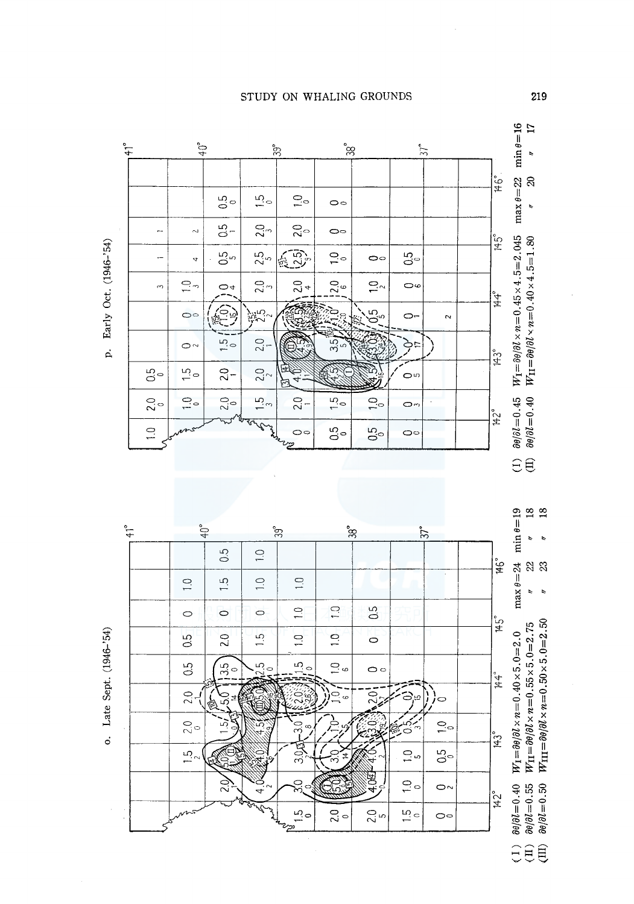o. Late Sept. (1946-'54)

(I) $\partial\theta/\partial l=0.40$ $W_{I}=\partial\theta/\partial l\times n=0.40\times 5.0=2.0$ $\max\theta=24$ $\min\theta=19$

(II) $\partial\theta/\partial l=0.55$ $W_{II}=\partial\theta/\partial l\times n=0.55\times 5.0=2.75$ 〃 22 〃 18

(III) $\partial\theta/\partial l=0.50$ $W_{III}=\partial\theta/\partial l\times n=0.50\times 5.0=2.50$ 〃 23 〃 18

p. Early Oct. (1946-'54)

(I) $\partial\theta/\partial l=0.45$ $W_{I}=\partial\theta/\partial l\times n=0.45\times 4.5=2.045$ $\max\theta=22$ $\min\theta=16$

(II) $\partial\theta/\partial l=0.40$ $W_{II}=\partial\theta/\partial l\times n=0.40\times 4.5=1.80$ 〃 20 〃 17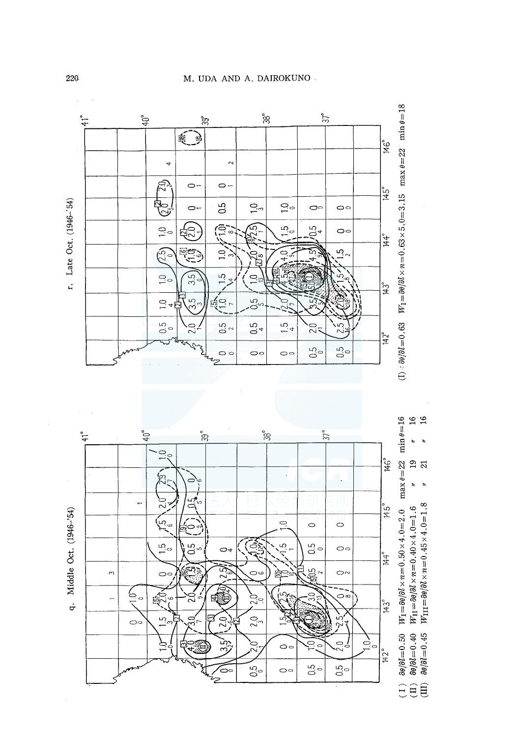q. Middle Oct. (1946-'54)

(I) $\partial\theta/\partial l=0.50$  $W_{\text{I}}=\partial\theta/\partial l\times n=0.50\times 4.0=2.0$  $\max\theta=22$  $\min\theta=16$

(II) $\partial\theta/\partial l=0.40$  $W_{\text{II}}=\partial\theta/\partial l\times n=0.40\times 4.0=1.6$  〃 19  〃 16

(III) $\partial\theta/\partial l=0.45$  $W_{\text{III}}=\partial\theta/\partial l\times n=0.45\times 4.0=1.8$  〃 21  〃 16

r. Late Oct. (1946-'54)

(I) : $\partial\theta/\partial l=0.63$  $W_{\text{I}}=\partial\theta/\partial l\times n=0.63\times 5.0=3.15$  $\max\theta=22$  $\min\theta=18$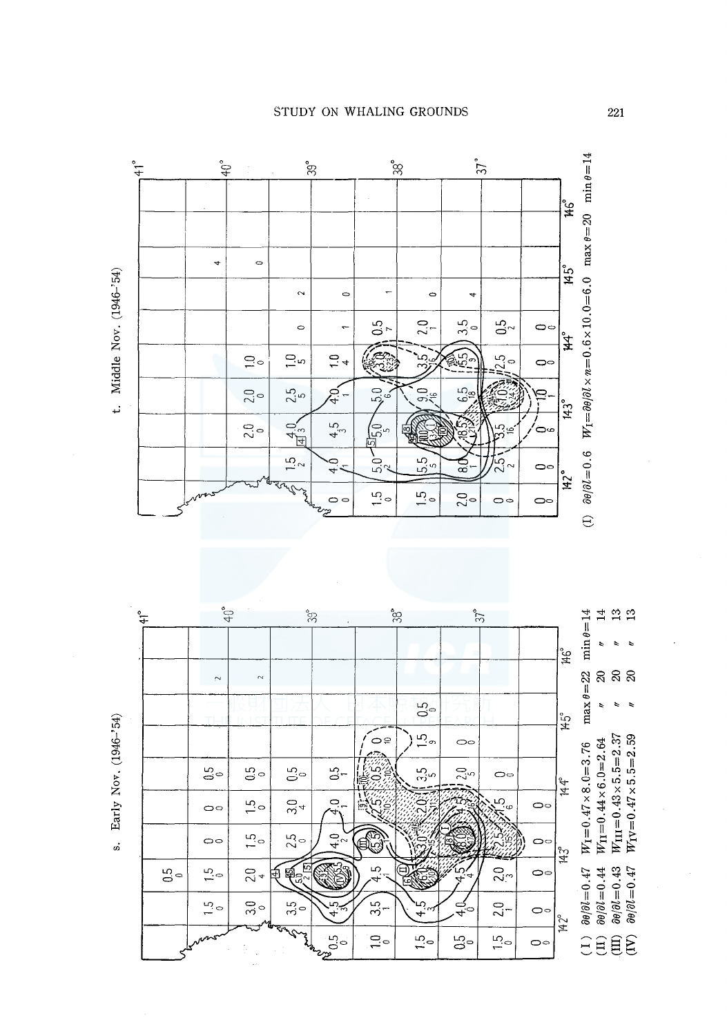s. Early Nov. (1946-'54)

(I) $\partial\theta/\partial l=0.47$ $W_{I}=0.47\times 8.0=3.76$ max $\theta=22$ min $\theta=14$

(II) $\partial\theta/\partial l=0.44$ $W_{II}=0.44\times 6.0=2.64$ 〃 20 〃 14

(III) $\partial\theta/\partial l=0.43$ $W_{III}=0.43\times 5.5=2.37$ 〃 20 〃 13

(IV) $\partial\theta/\partial l=0.47$ $W_{IV}=0.47\times 5.5=2.59$ 〃 20 〃 13

t. Middle Nov. (1946-'54)

(I) $\partial\theta/\partial l=0.6$ $W_{I}=\partial\theta/\partial l\times n=0.6\times 10.0=6.0$ max $\theta=20$ min $\theta=14$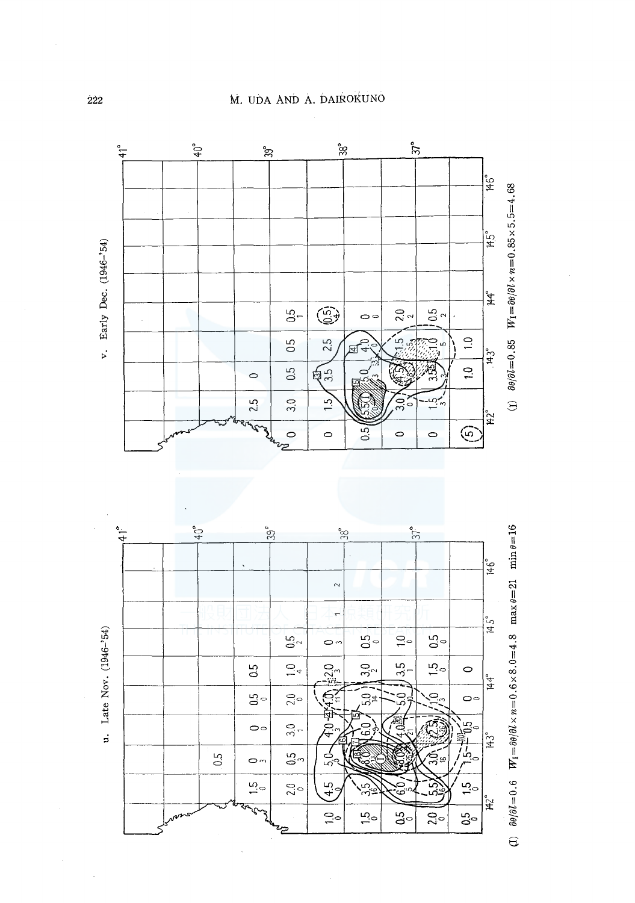u. Late Nov. (1946–'54)

(I) $\partial\theta/\partial l = 0.6$ $W_1 = \partial\theta/\partial l \times n = 0.6 \times 8.0 = 4.8$ $\max\theta = 21$ $\min\theta = 16$

v. Early Dec. (1946–'54)

(I) $\partial\theta/\partial l = 0.85$ $W_1 = \partial\theta/\partial l \times n = 0.85 \times 5.5 = 4.68$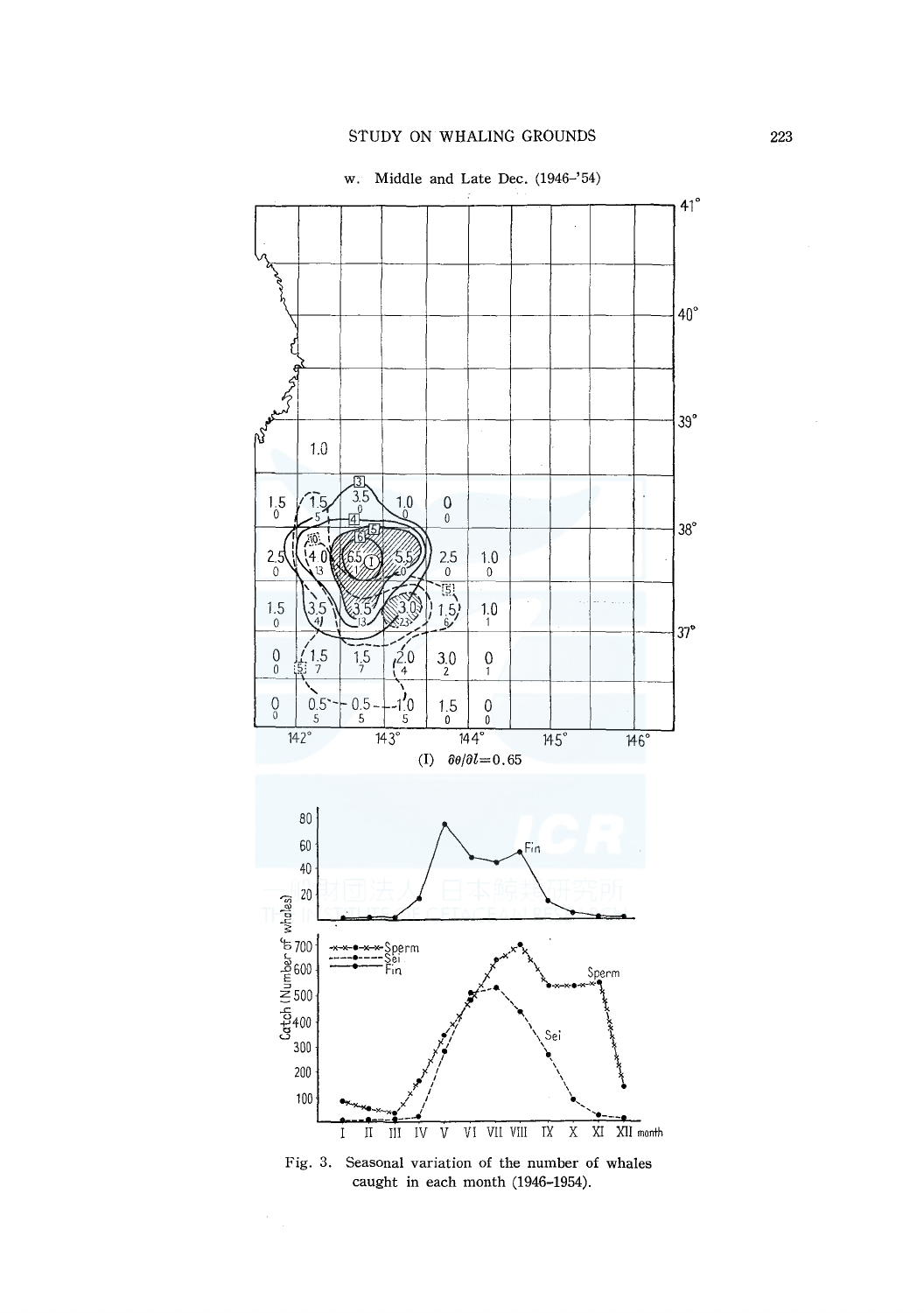w. Middle and Late Dec. (1946–'54)

(I) $\partial\theta/\partial l = 0.65$

Fig. 3. Seasonal variation of the number of whales caught in each month (1946–1954).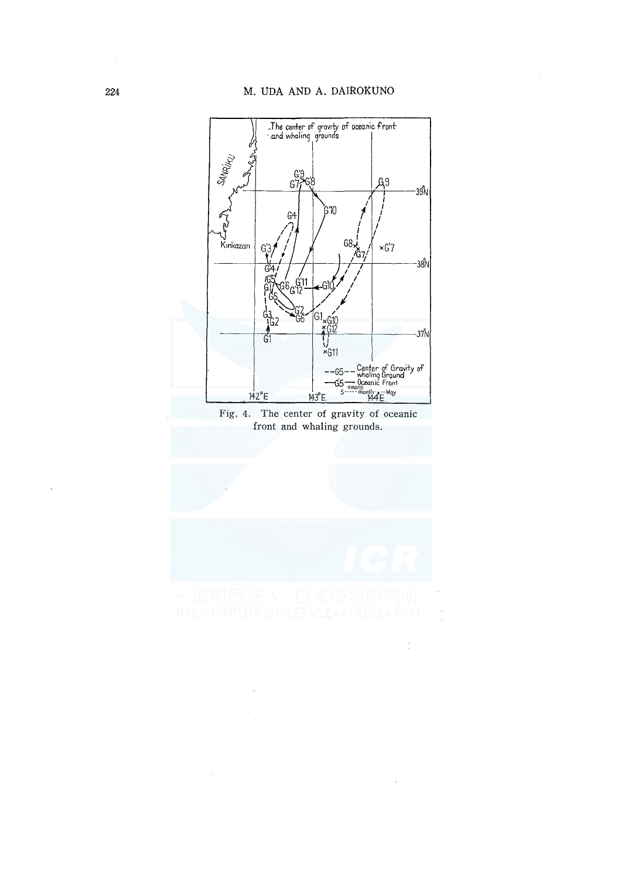The center of gravity of oceanic front and whaling grounds

SANRIKU

Kinkazan

G'9
G'7
G'8
G9
39°N
G'10
G4
G'3
G8
G'7
G7
38°N
G4
G5
G1
G6
G'11
G'12
G'10
G5
G'2
G6
G3
G2
G1
G10
G12
G1
37°N
G11

--G5-- Center of Gravity of whaling Ground
—G5— Oceanic Front
means
5----- month---May

142°E
143°E
144°E

Fig. 4. The center of gravity of oceanic front and whaling grounds.